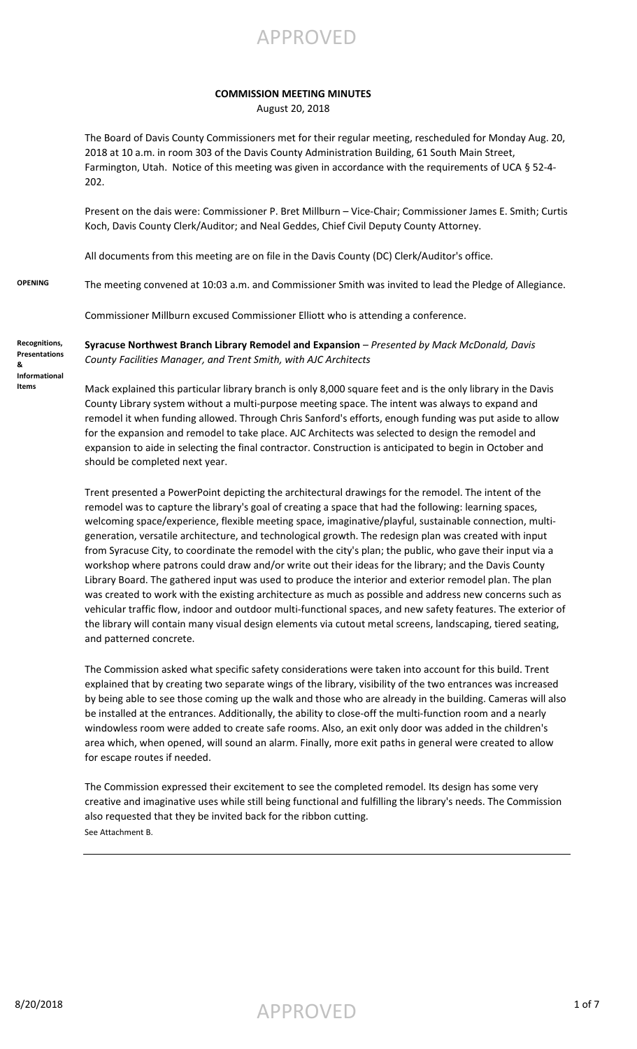APPROVED

**COMMISSION MEETING MINUTES**

August 20, 2018

The Board of Davis County Commissioners met for their regular meeting, rescheduled for Monday Aug. 20, 2018 at 10 a.m. in room 303 of the Davis County Administration Building, 61 South Main Street, Farmington, Utah. Notice of this meeting was given in accordance with the requirements of UCA § 52-4-202.

Present on the dais were: Commissioner P. Bret Millburn – Vice-Chair; Commissioner James E. Smith; Curtis Koch, Davis County Clerk/Auditor; and Neal Geddes, Chief Civil Deputy County Attorney.

All documents from this meeting are on file in the Davis County (DC) Clerk/Auditor's office.

**OPENING**

The meeting convened at 10:03 a.m. and Commissioner Smith was invited to lead the Pledge of Allegiance.

Commissioner Millburn excused Commissioner Elliott who is attending a conference.

**Recognitions, Presentations & Informational Items**

**Syracuse Northwest Branch Library Remodel and Expansion** – *Presented by Mack McDonald, Davis County Facilities Manager, and Trent Smith, with AJC Architects*

Mack explained this particular library branch is only 8,000 square feet and is the only library in the Davis County Library system without a multi-purpose meeting space. The intent was always to expand and remodel it when funding allowed. Through Chris Sanford's efforts, enough funding was put aside to allow for the expansion and remodel to take place. AJC Architects was selected to design the remodel and expansion to aide in selecting the final contractor. Construction is anticipated to begin in October and should be completed next year.

Trent presented a PowerPoint depicting the architectural drawings for the remodel. The intent of the remodel was to capture the library's goal of creating a space that had the following: learning spaces, welcoming space/experience, flexible meeting space, imaginative/playful, sustainable connection, multi-generation, versatile architecture, and technological growth. The redesign plan was created with input from Syracuse City, to coordinate the remodel with the city's plan; the public, who gave their input via a workshop where patrons could draw and/or write out their ideas for the library; and the Davis County Library Board. The gathered input was used to produce the interior and exterior remodel plan. The plan was created to work with the existing architecture as much as possible and address new concerns such as vehicular traffic flow, indoor and outdoor multi-functional spaces, and new safety features. The exterior of the library will contain many visual design elements via cutout metal screens, landscaping, tiered seating, and patterned concrete.

The Commission asked what specific safety considerations were taken into account for this build. Trent explained that by creating two separate wings of the library, visibility of the two entrances was increased by being able to see those coming up the walk and those who are already in the building. Cameras will also be installed at the entrances. Additionally, the ability to close-off the multi-function room and a nearly windowless room were added to create safe rooms. Also, an exit only door was added in the children's area which, when opened, will sound an alarm. Finally, more exit paths in general were created to allow for escape routes if needed.

The Commission expressed their excitement to see the completed remodel. Its design has some very creative and imaginative uses while still being functional and fulfilling the library's needs. The Commission also requested that they be invited back for the ribbon cutting.

See Attachment B.

---

8/20/2018 APPROVED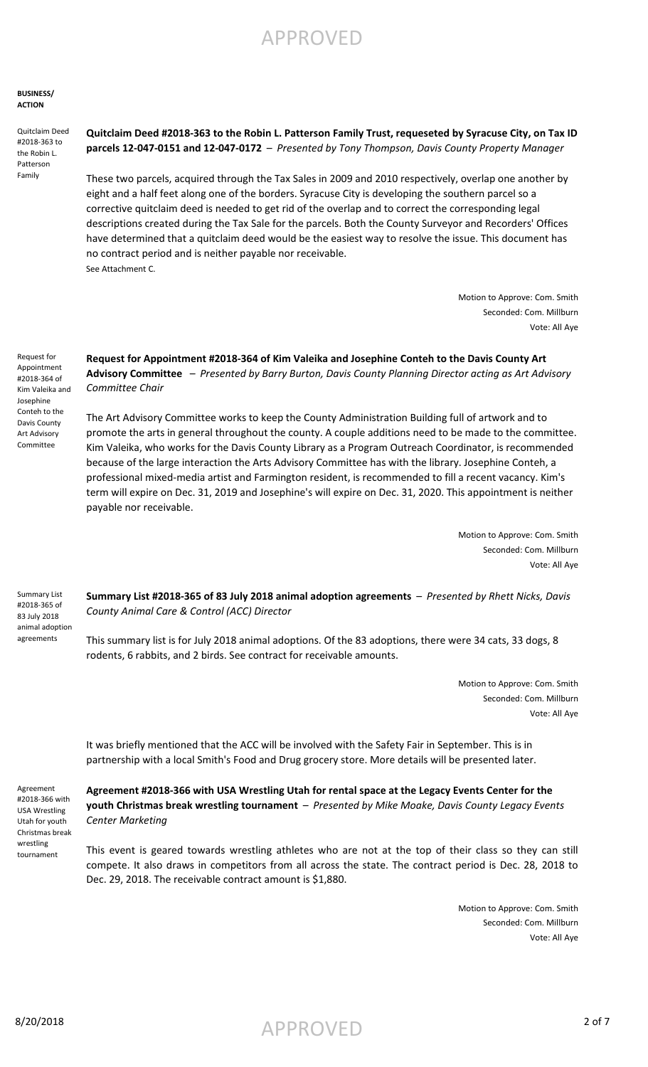APPROVED

**BUSINESS/ ACTION**

Quitclaim Deed #2018-363 to the Robin L. Patterson Family

**Quitclaim Deed #2018-363 to the Robin L. Patterson Family Trust, requeseted by Syracuse City, on Tax ID parcels 12-047-0151 and 12-047-0172** – *Presented by Tony Thompson, Davis County Property Manager*

These two parcels, acquired through the Tax Sales in 2009 and 2010 respectively, overlap one another by eight and a half feet along one of the borders. Syracuse City is developing the southern parcel so a corrective quitclaim deed is needed to get rid of the overlap and to correct the corresponding legal descriptions created during the Tax Sale for the parcels. Both the County Surveyor and Recorders' Offices have determined that a quitclaim deed would be the easiest way to resolve the issue. This document has no contract period and is neither payable nor receivable.

See Attachment C.

Motion to Approve: Com. Smith
Seconded: Com. Millburn
Vote: All Aye

Request for Appointment #2018-364 of Kim Valeika and Josephine Conteh to the Davis County Art Advisory Committee

**Request for Appointment #2018-364 of Kim Valeika and Josephine Conteh to the Davis County Art Advisory Committee** – *Presented by Barry Burton, Davis County Planning Director acting as Art Advisory Committee Chair*

The Art Advisory Committee works to keep the County Administration Building full of artwork and to promote the arts in general throughout the county. A couple additions need to be made to the committee. Kim Valeika, who works for the Davis County Library as a Program Outreach Coordinator, is recommended because of the large interaction the Arts Advisory Committee has with the library. Josephine Conteh, a professional mixed-media artist and Farmington resident, is recommended to fill a recent vacancy. Kim's term will expire on Dec. 31, 2019 and Josephine's will expire on Dec. 31, 2020. This appointment is neither payable nor receivable.

Motion to Approve: Com. Smith
Seconded: Com. Millburn
Vote: All Aye

Summary List #2018-365 of 83 July 2018 animal adoption agreements

**Summary List #2018-365 of 83 July 2018 animal adoption agreements** – *Presented by Rhett Nicks, Davis County Animal Care & Control (ACC) Director*

This summary list is for July 2018 animal adoptions. Of the 83 adoptions, there were 34 cats, 33 dogs, 8 rodents, 6 rabbits, and 2 birds. See contract for receivable amounts.

Motion to Approve: Com. Smith
Seconded: Com. Millburn
Vote: All Aye

It was briefly mentioned that the ACC will be involved with the Safety Fair in September. This is in partnership with a local Smith's Food and Drug grocery store. More details will be presented later.

Agreement #2018-366 with USA Wrestling Utah for youth Christmas break wrestling tournament

**Agreement #2018-366 with USA Wrestling Utah for rental space at the Legacy Events Center for the youth Christmas break wrestling tournament** – *Presented by Mike Moake, Davis County Legacy Events Center Marketing*

This event is geared towards wrestling athletes who are not at the top of their class so they can still compete. It also draws in competitors from all across the state. The contract period is Dec. 28, 2018 to Dec. 29, 2018. The receivable contract amount is $1,880.

Motion to Approve: Com. Smith
Seconded: Com. Millburn
Vote: All Aye

8/20/2018 APPROVED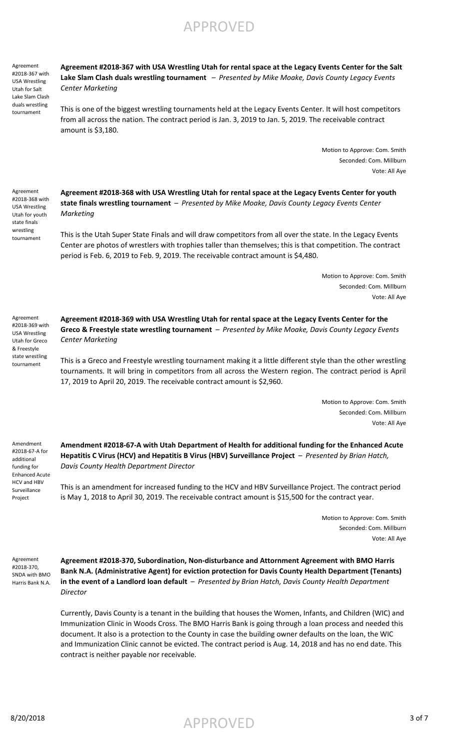Agreement #2018-367 with USA Wrestling Utah for Salt Lake Slam Clash duals wrestling tournament

**Agreement #2018-367 with USA Wrestling Utah for rental space at the Legacy Events Center for the Salt Lake Slam Clash duals wrestling tournament** – *Presented by Mike Moake, Davis County Legacy Events Center Marketing*

This is one of the biggest wrestling tournaments held at the Legacy Events Center. It will host competitors from all across the nation. The contract period is Jan. 3, 2019 to Jan. 5, 2019. The receivable contract amount is $3,180.

Motion to Approve: Com. Smith
Seconded: Com. Millburn
Vote: All Aye

Agreement #2018-368 with USA Wrestling Utah for youth state finals wrestling tournament

**Agreement #2018-368 with USA Wrestling Utah for rental space at the Legacy Events Center for youth state finals wrestling tournament** – *Presented by Mike Moake, Davis County Legacy Events Center Marketing*

This is the Utah Super State Finals and will draw competitors from all over the state. In the Legacy Events Center are photos of wrestlers with trophies taller than themselves; this is that competition. The contract period is Feb. 6, 2019 to Feb. 9, 2019. The receivable contract amount is $4,480.

Motion to Approve: Com. Smith
Seconded: Com. Millburn
Vote: All Aye

Agreement #2018-369 with USA Wrestling Utah for Greco & Freestyle state wrestling tournament

**Agreement #2018-369 with USA Wrestling Utah for rental space at the Legacy Events Center for the Greco & Freestyle state wrestling tournament** – *Presented by Mike Moake, Davis County Legacy Events Center Marketing*

This is a Greco and Freestyle wrestling tournament making it a little different style than the other wrestling tournaments. It will bring in competitors from all across the Western region. The contract period is April 17, 2019 to April 20, 2019. The receivable contract amount is $2,960.

Motion to Approve: Com. Smith
Seconded: Com. Millburn
Vote: All Aye

Amendment #2018-67-A for additional funding for Enhanced Acute HCV and HBV Surveillance Project

**Amendment #2018-67-A with Utah Department of Health for additional funding for the Enhanced Acute Hepatitis C Virus (HCV) and Hepatitis B Virus (HBV) Surveillance Project** – *Presented by Brian Hatch, Davis County Health Department Director*

This is an amendment for increased funding to the HCV and HBV Surveillance Project. The contract period is May 1, 2018 to April 30, 2019. The receivable contract amount is $15,500 for the contract year.

Motion to Approve: Com. Smith
Seconded: Com. Millburn
Vote: All Aye

Agreement #2018-370, SNDA with BMO Harris Bank N.A.

**Agreement #2018-370, Subordination, Non-disturbance and Attornment Agreement with BMO Harris Bank N.A. (Administrative Agent) for eviction protection for Davis County Health Department (Tenants) in the event of a Landlord loan default** – *Presented by Brian Hatch, Davis County Health Department Director*

Currently, Davis County is a tenant in the building that houses the Women, Infants, and Children (WIC) and Immunization Clinic in Woods Cross. The BMO Harris Bank is going through a loan process and needed this document. It also is a protection to the County in case the building owner defaults on the loan, the WIC and Immunization Clinic cannot be evicted. The contract period is Aug. 14, 2018 and has no end date. This contract is neither payable nor receivable.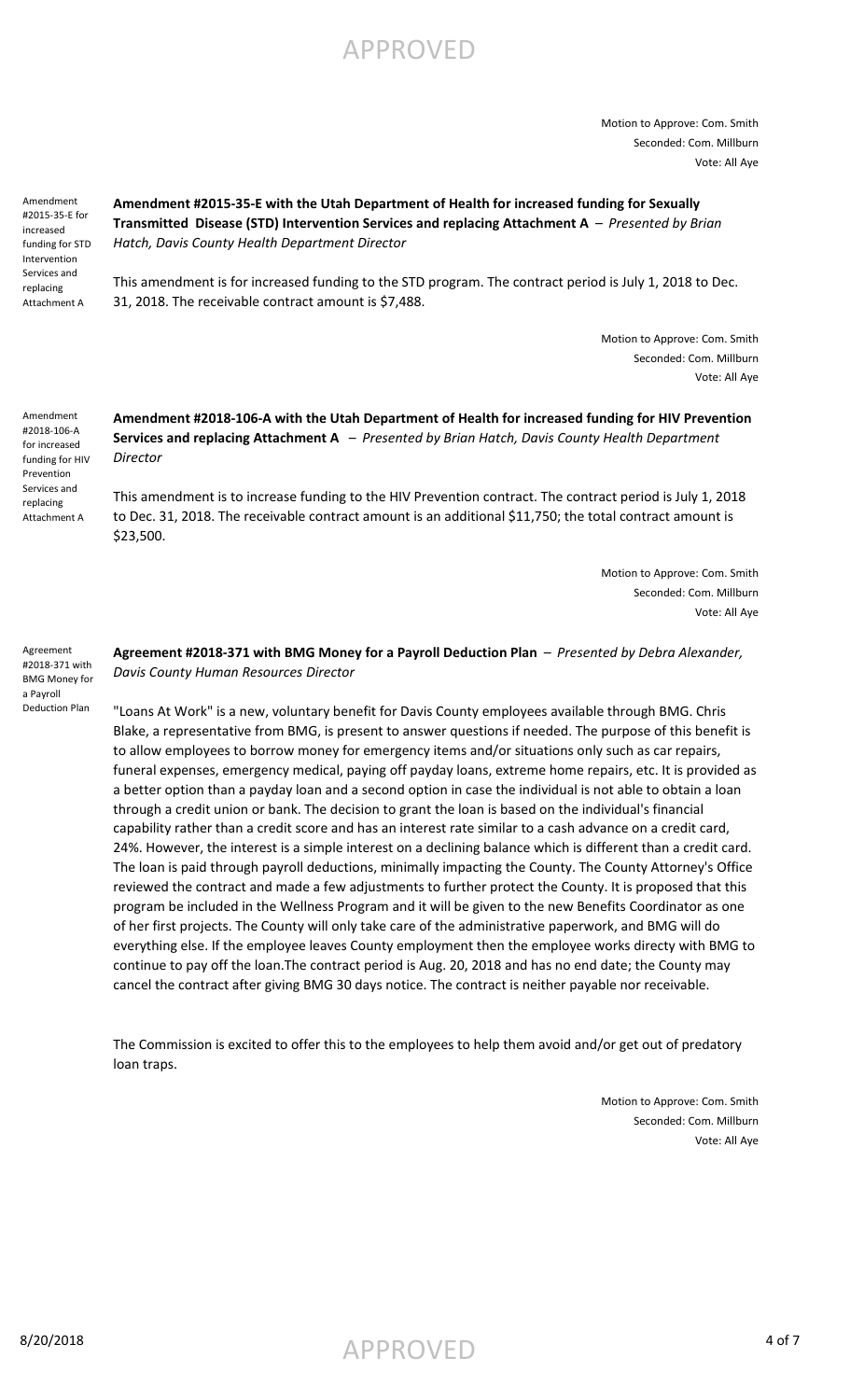Motion to Approve: Com. Smith
Seconded: Com. Millburn
Vote: All Aye

Amendment #2015-35-E for increased funding for STD Intervention Services and replacing Attachment A

**Amendment #2015-35-E with the Utah Department of Health for increased funding for Sexually Transmitted Disease (STD) Intervention Services and replacing Attachment A** – *Presented by Brian Hatch, Davis County Health Department Director*

This amendment is for increased funding to the STD program. The contract period is July 1, 2018 to Dec. 31, 2018. The receivable contract amount is $7,488.

Motion to Approve: Com. Smith
Seconded: Com. Millburn
Vote: All Aye

Amendment #2018-106-A for increased funding for HIV Prevention Services and replacing Attachment A

**Amendment #2018-106-A with the Utah Department of Health for increased funding for HIV Prevention Services and replacing Attachment A** – *Presented by Brian Hatch, Davis County Health Department Director*

This amendment is to increase funding to the HIV Prevention contract. The contract period is July 1, 2018 to Dec. 31, 2018. The receivable contract amount is an additional $11,750; the total contract amount is $23,500.

Motion to Approve: Com. Smith
Seconded: Com. Millburn
Vote: All Aye

Agreement #2018-371 with BMG Money for a Payroll Deduction Plan

**Agreement #2018-371 with BMG Money for a Payroll Deduction Plan** – *Presented by Debra Alexander, Davis County Human Resources Director*

"Loans At Work" is a new, voluntary benefit for Davis County employees available through BMG. Chris Blake, a representative from BMG, is present to answer questions if needed. The purpose of this benefit is to allow employees to borrow money for emergency items and/or situations only such as car repairs, funeral expenses, emergency medical, paying off payday loans, extreme home repairs, etc. It is provided as a better option than a payday loan and a second option in case the individual is not able to obtain a loan through a credit union or bank. The decision to grant the loan is based on the individual's financial capability rather than a credit score and has an interest rate similar to a cash advance on a credit card, 24%. However, the interest is a simple interest on a declining balance which is different than a credit card. The loan is paid through payroll deductions, minimally impacting the County. The County Attorney's Office reviewed the contract and made a few adjustments to further protect the County. It is proposed that this program be included in the Wellness Program and it will be given to the new Benefits Coordinator as one of her first projects. The County will only take care of the administrative paperwork, and BMG will do everything else. If the employee leaves County employment then the employee works directy with BMG to continue to pay off the loan.The contract period is Aug. 20, 2018 and has no end date; the County may cancel the contract after giving BMG 30 days notice. The contract is neither payable nor receivable.

The Commission is excited to offer this to the employees to help them avoid and/or get out of predatory loan traps.

Motion to Approve: Com. Smith
Seconded: Com. Millburn
Vote: All Aye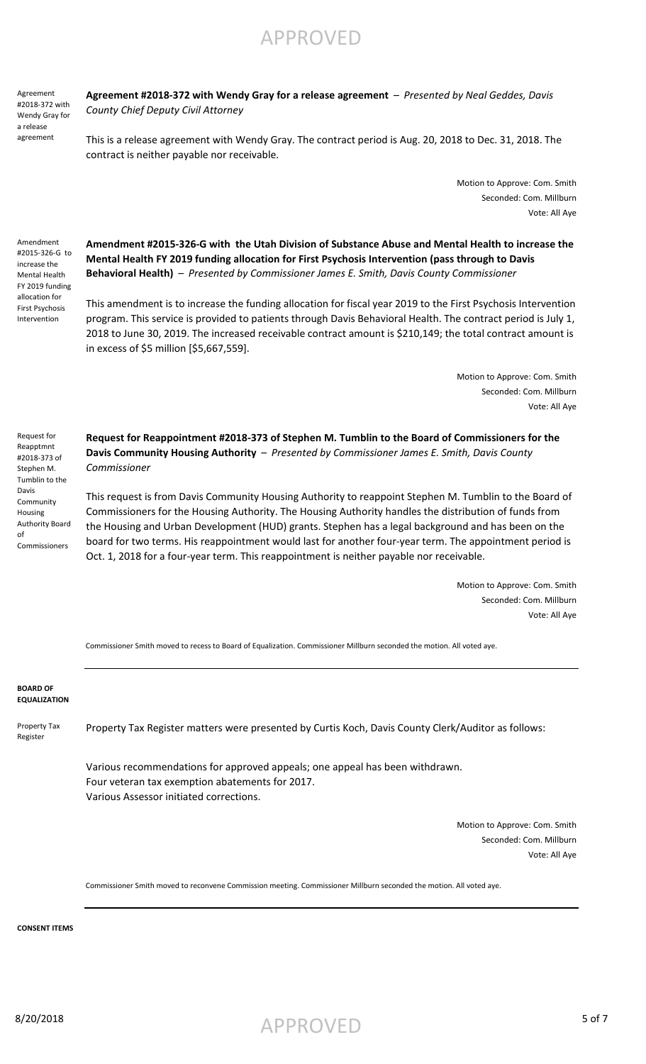Agreement #2018-372 with Wendy Gray for a release agreement

**Agreement #2018-372 with Wendy Gray for a release agreement** – *Presented by Neal Geddes, Davis County Chief Deputy Civil Attorney*

This is a release agreement with Wendy Gray. The contract period is Aug. 20, 2018 to Dec. 31, 2018. The contract is neither payable nor receivable.

Motion to Approve: Com. Smith
Seconded: Com. Millburn
Vote: All Aye

Amendment #2015-326-G to increase the Mental Health FY 2019 funding allocation for First Psychosis Intervention

**Amendment #2015-326-G with the Utah Division of Substance Abuse and Mental Health to increase the Mental Health FY 2019 funding allocation for First Psychosis Intervention (pass through to Davis Behavioral Health)** – *Presented by Commissioner James E. Smith, Davis County Commissioner*

This amendment is to increase the funding allocation for fiscal year 2019 to the First Psychosis Intervention program. This service is provided to patients through Davis Behavioral Health. The contract period is July 1, 2018 to June 30, 2019. The increased receivable contract amount is $210,149; the total contract amount is in excess of $5 million [$5,667,559].

Motion to Approve: Com. Smith
Seconded: Com. Millburn
Vote: All Aye

Request for Reapptmnt #2018-373 of Stephen M. Tumblin to the Davis Community Housing Authority Board of Commissioners

**Request for Reappointment #2018-373 of Stephen M. Tumblin to the Board of Commissioners for the Davis Community Housing Authority** – *Presented by Commissioner James E. Smith, Davis County Commissioner*

This request is from Davis Community Housing Authority to reappoint Stephen M. Tumblin to the Board of Commissioners for the Housing Authority. The Housing Authority handles the distribution of funds from the Housing and Urban Development (HUD) grants. Stephen has a legal background and has been on the board for two terms. His reappointment would last for another four-year term. The appointment period is Oct. 1, 2018 for a four-year term. This reappointment is neither payable nor receivable.

Motion to Approve: Com. Smith
Seconded: Com. Millburn
Vote: All Aye

Commissioner Smith moved to recess to Board of Equalization. Commissioner Millburn seconded the motion. All voted aye.

---

**BOARD OF EQUALIZATION**

Property Tax Register

Property Tax Register matters were presented by Curtis Koch, Davis County Clerk/Auditor as follows:

Various recommendations for approved appeals; one appeal has been withdrawn.
Four veteran tax exemption abatements for 2017.
Various Assessor initiated corrections.

Motion to Approve: Com. Smith
Seconded: Com. Millburn
Vote: All Aye

Commissioner Smith moved to reconvene Commission meeting. Commissioner Millburn seconded the motion. All voted aye.

---

**CONSENT ITEMS**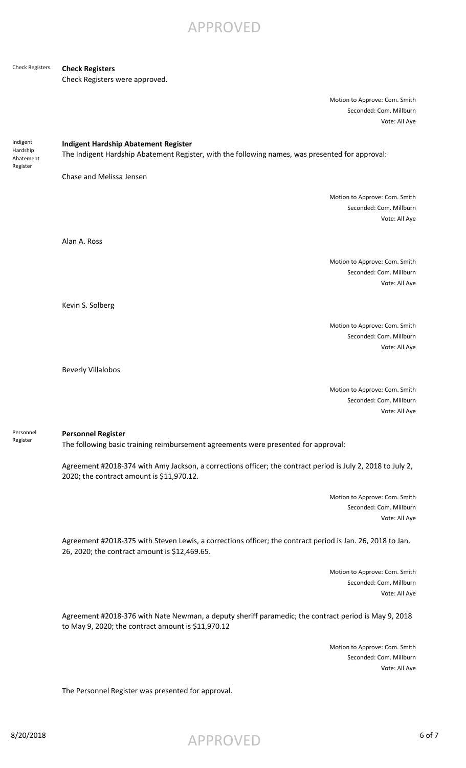Check Registers

**Check Registers**

Check Registers were approved.

Motion to Approve: Com. Smith
Seconded: Com. Millburn
Vote: All Aye

Indigent Hardship Abatement Register

**Indigent Hardship Abatement Register**

The Indigent Hardship Abatement Register, with the following names, was presented for approval:

Chase and Melissa Jensen

Motion to Approve: Com. Smith
Seconded: Com. Millburn
Vote: All Aye

Alan A. Ross

Motion to Approve: Com. Smith
Seconded: Com. Millburn
Vote: All Aye

Kevin S. Solberg

Motion to Approve: Com. Smith
Seconded: Com. Millburn
Vote: All Aye

Beverly Villalobos

Motion to Approve: Com. Smith
Seconded: Com. Millburn
Vote: All Aye

Personnel Register

**Personnel Register**

The following basic training reimbursement agreements were presented for approval:

Agreement #2018-374 with Amy Jackson, a corrections officer; the contract period is July 2, 2018 to July 2, 2020; the contract amount is $11,970.12.

Motion to Approve: Com. Smith
Seconded: Com. Millburn
Vote: All Aye

Agreement #2018-375 with Steven Lewis, a corrections officer; the contract period is Jan. 26, 2018 to Jan. 26, 2020; the contract amount is $12,469.65.

Motion to Approve: Com. Smith
Seconded: Com. Millburn
Vote: All Aye

Agreement #2018-376 with Nate Newman, a deputy sheriff paramedic; the contract period is May 9, 2018 to May 9, 2020; the contract amount is $11,970.12

Motion to Approve: Com. Smith
Seconded: Com. Millburn
Vote: All Aye

The Personnel Register was presented for approval.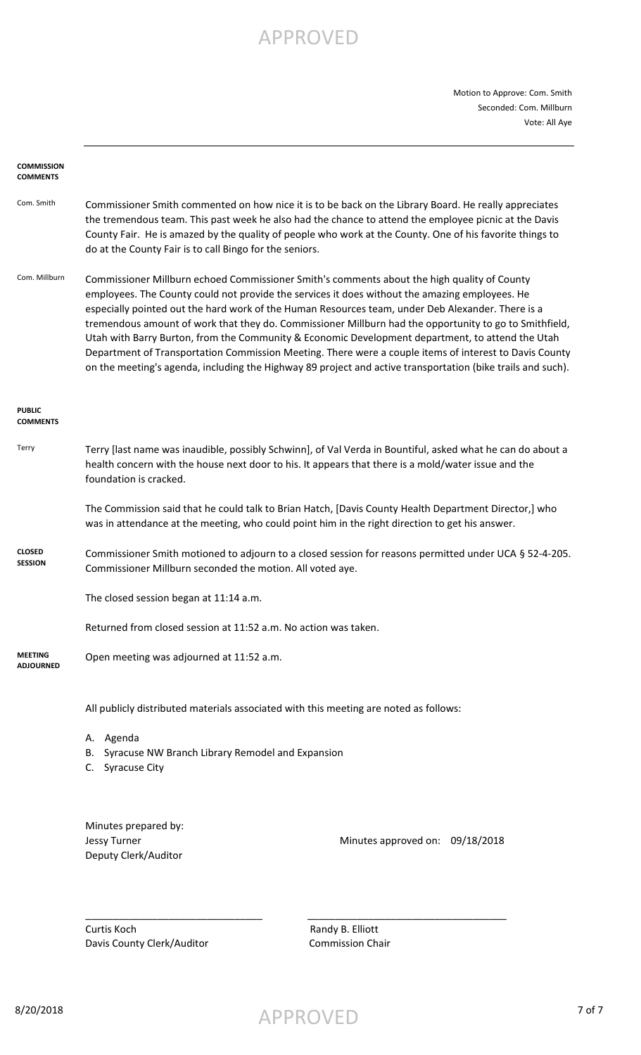APPROVED

Motion to Approve: Com. Smith
Seconded: Com. Millburn
Vote: All Aye

---

**COMMISSION COMMENTS**

Com. Smith — Commissioner Smith commented on how nice it is to be back on the Library Board. He really appreciates the tremendous team. This past week he also had the chance to attend the employee picnic at the Davis County Fair. He is amazed by the quality of people who work at the County. One of his favorite things to do at the County Fair is to call Bingo for the seniors.

Com. Millburn — Commissioner Millburn echoed Commissioner Smith's comments about the high quality of County employees. The County could not provide the services it does without the amazing employees. He especially pointed out the hard work of the Human Resources team, under Deb Alexander. There is a tremendous amount of work that they do. Commissioner Millburn had the opportunity to go to Smithfield, Utah with Barry Burton, from the Community & Economic Development department, to attend the Utah Department of Transportation Commission Meeting. There were a couple items of interest to Davis County on the meeting's agenda, including the Highway 89 project and active transportation (bike trails and such).

**PUBLIC COMMENTS**

Terry — Terry [last name was inaudible, possibly Schwinn], of Val Verda in Bountiful, asked what he can do about a health concern with the house next door to his. It appears that there is a mold/water issue and the foundation is cracked.

The Commission said that he could talk to Brian Hatch, [Davis County Health Department Director,] who was in attendance at the meeting, who could point him in the right direction to get his answer.

**CLOSED SESSION**

Commissioner Smith motioned to adjourn to a closed session for reasons permitted under UCA § 52-4-205. Commissioner Millburn seconded the motion. All voted aye.

The closed session began at 11:14 a.m.

Returned from closed session at 11:52 a.m. No action was taken.

**MEETING ADJOURNED**

Open meeting was adjourned at 11:52 a.m.

All publicly distributed materials associated with this meeting are noted as follows:

A. Agenda
B. Syracuse NW Branch Library Remodel and Expansion
C. Syracuse City

Minutes prepared by:
Jessy Turner
Deputy Clerk/Auditor

Minutes approved on: 09/18/2018

\_\_\_\_\_\_\_\_\_\_\_\_\_\_\_\_\_\_\_\_\_\_\_\_\_\_\_\_\_\_
Curtis Koch
Davis County Clerk/Auditor

\_\_\_\_\_\_\_\_\_\_\_\_\_\_\_\_\_\_\_\_\_\_\_\_\_\_\_\_\_\_
Randy B. Elliott
Commission Chair

8/20/2018

APPROVED